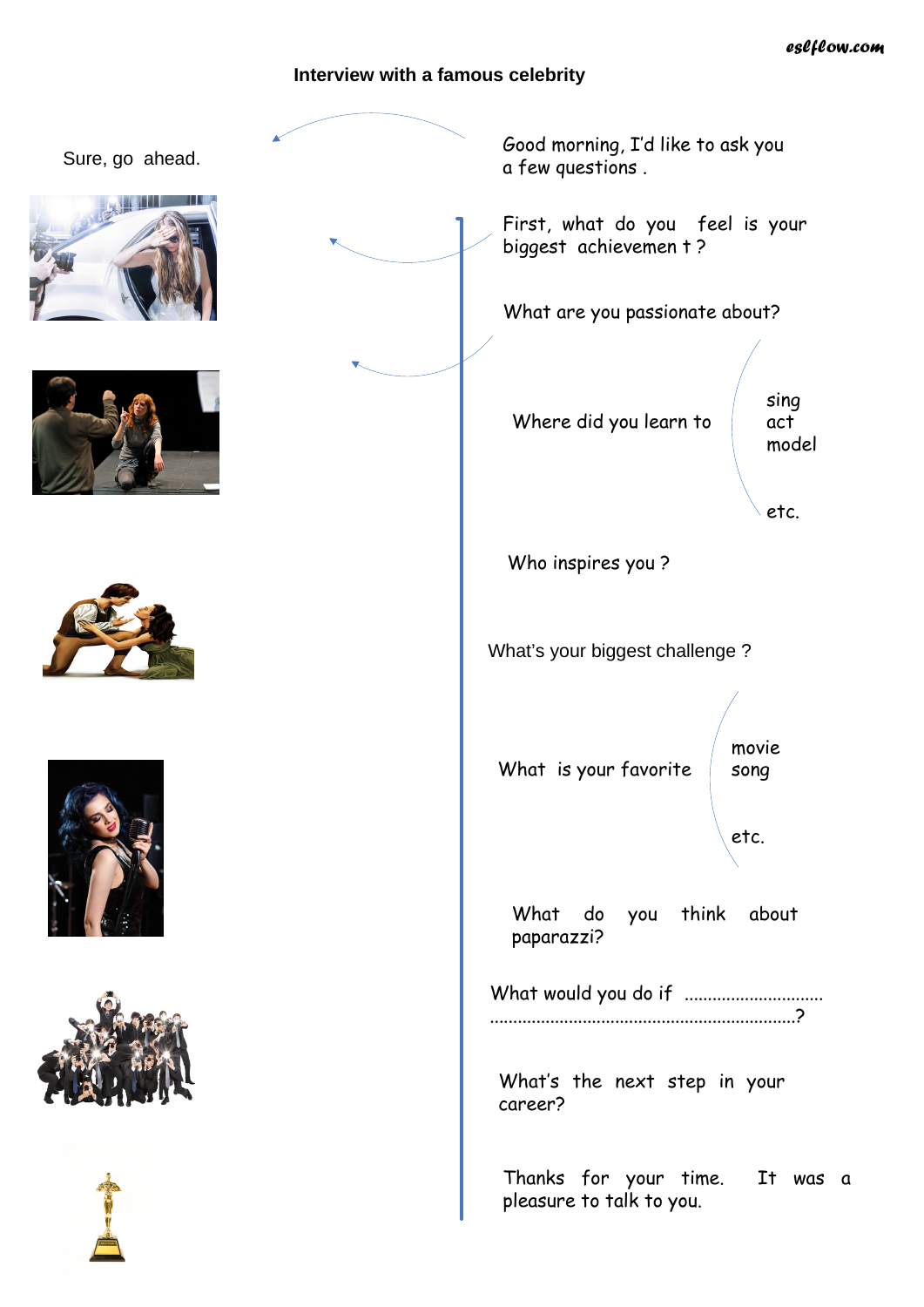# Interview with a famous celebrity

Sure, go ahead.

Good morning, I'd like to ask you a few questions .

First, what do you feel is your biggest achievemen t ?

What are you passionate about?

Where did you learn to
- sing
- act
- model
- etc.

Who inspires you ?

What's your biggest challenge ?

What is your favorite
- movie
- song
- etc.

What do you think about paparazzi?

What would you do if ..............................
..................................................................?

What's the next step in your career?

Thanks for your time. It was a pleasure to talk to you.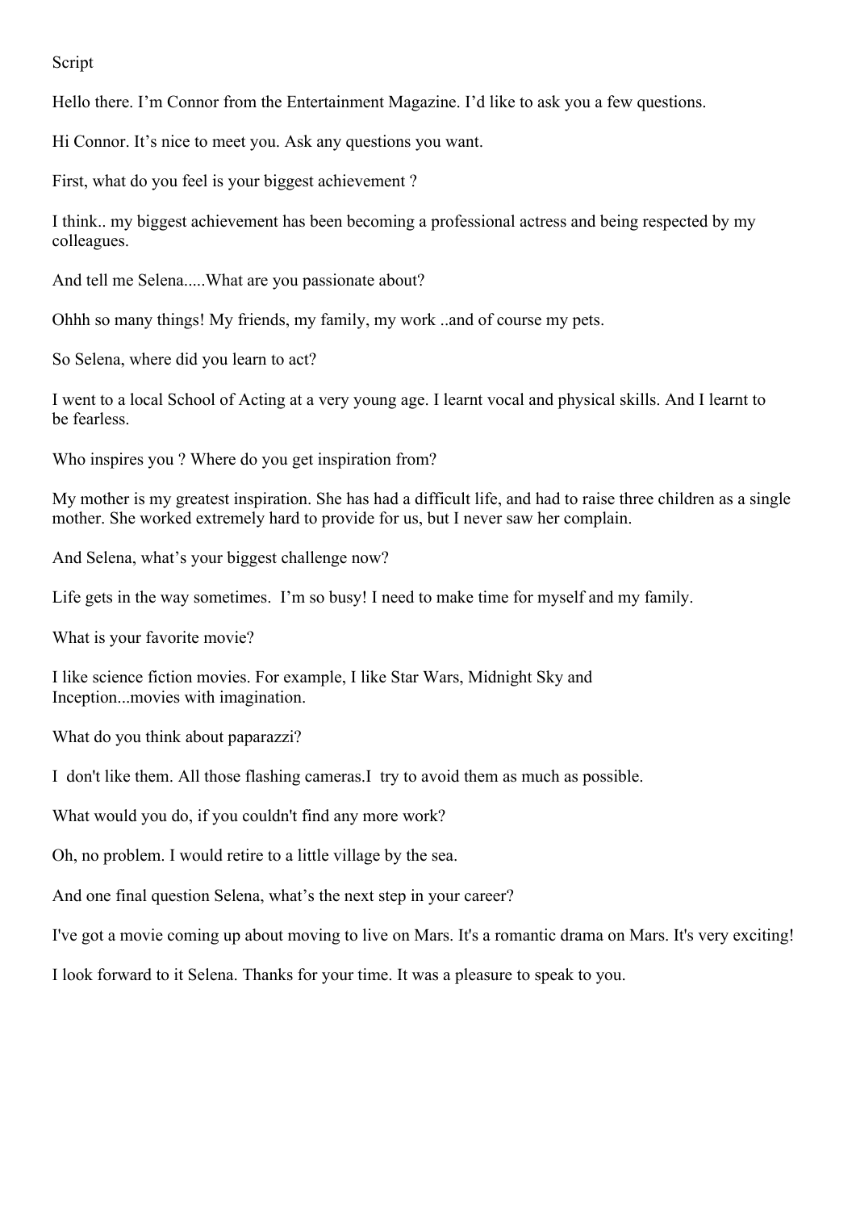Script

Hello there. I'm Connor from the Entertainment Magazine. I'd like to ask you a few questions.

Hi Connor. It's nice to meet you. Ask any questions you want.

First, what do you feel is your biggest achievement ?

I think.. my biggest achievement has been becoming a professional actress and being respected by my colleagues.

And tell me Selena.....What are you passionate about?

Ohhh so many things! My friends, my family, my work ..and of course my pets.

So Selena, where did you learn to act?

I went to a local School of Acting at a very young age. I learnt vocal and physical skills. And I learnt to be fearless.

Who inspires you ? Where do you get inspiration from?

My mother is my greatest inspiration. She has had a difficult life, and had to raise three children as a single mother. She worked extremely hard to provide for us, but I never saw her complain.

And Selena, what's your biggest challenge now?

Life gets in the way sometimes. I'm so busy! I need to make time for myself and my family.

What is your favorite movie?

I like science fiction movies. For example, I like Star Wars, Midnight Sky and Inception...movies with imagination.

What do you think about paparazzi?

I don't like them. All those flashing cameras.I try to avoid them as much as possible.

What would you do, if you couldn't find any more work?

Oh, no problem. I would retire to a little village by the sea.

And one final question Selena, what's the next step in your career?

I've got a movie coming up about moving to live on Mars. It's a romantic drama on Mars. It's very exciting!

I look forward to it Selena. Thanks for your time. It was a pleasure to speak to you.